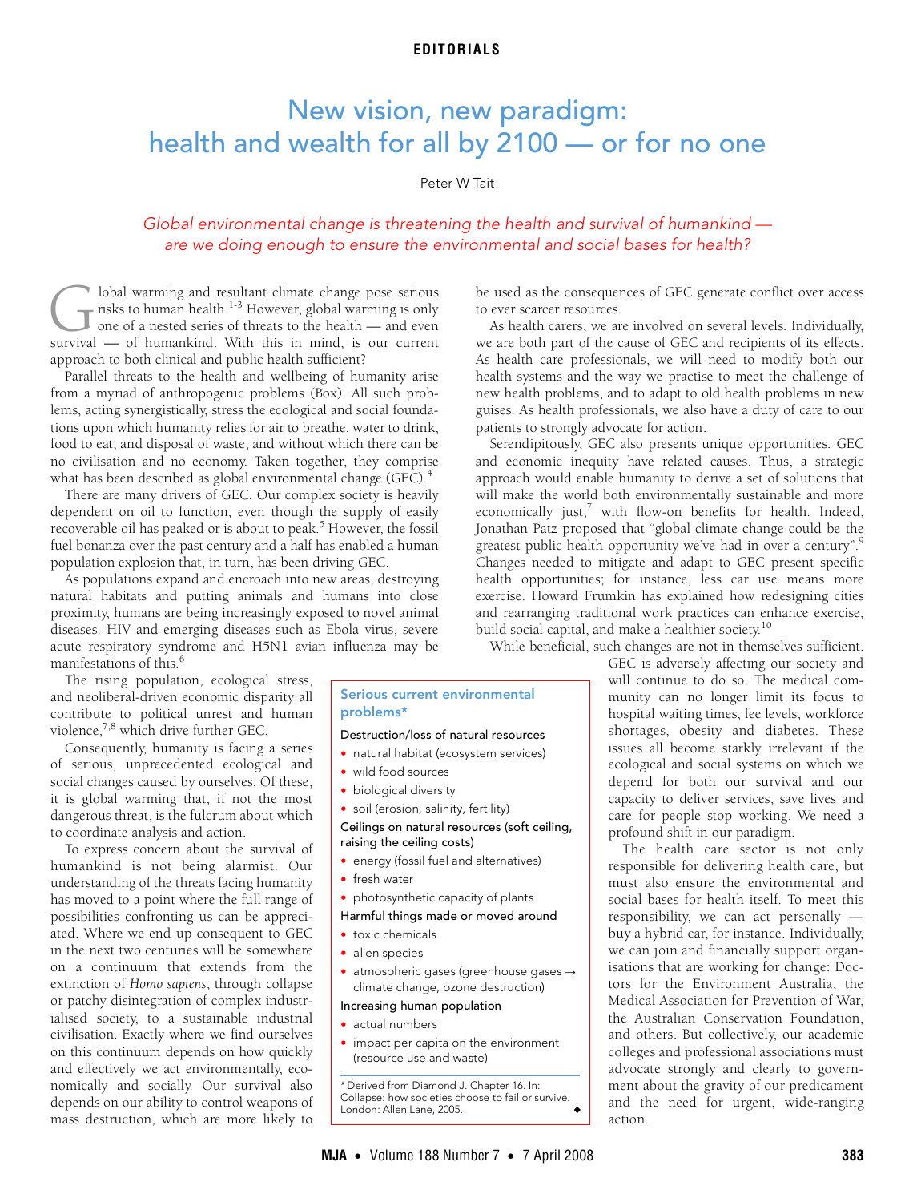EDITORIALS

# New vision, new paradigm: health and wealth for all by 2100 — or for no one

Peter W Tait

*Global environmental change is threatening the health and survival of humankind — are we doing enough to ensure the environmental and social bases for health?*

Global warming and resultant climate change pose serious risks to human health.[1-3] However, global warming is only one of a nested series of threats to the health — and even survival — of humankind. With this in mind, is our current approach to both clinical and public health sufficient?

Parallel threats to the health and wellbeing of humanity arise from a myriad of anthropogenic problems (Box). All such problems, acting synergistically, stress the ecological and social foundations upon which humanity relies for air to breathe, water to drink, food to eat, and disposal of waste, and without which there can be no civilisation and no economy. Taken together, they comprise what has been described as global environmental change (GEC).[4]

There are many drivers of GEC. Our complex society is heavily dependent on oil to function, even though the supply of easily recoverable oil has peaked or is about to peak.[5] However, the fossil fuel bonanza over the past century and a half has enabled a human population explosion that, in turn, has been driving GEC.

As populations expand and encroach into new areas, destroying natural habitats and putting animals and humans into close proximity, humans are being increasingly exposed to novel animal diseases. HIV and emerging diseases such as Ebola virus, severe acute respiratory syndrome and H5N1 avian influenza may be manifestations of this.[6]

The rising population, ecological stress, and neoliberal-driven economic disparity all contribute to political unrest and human violence,[7,8] which drive further GEC.

Consequently, humanity is facing a series of serious, unprecedented ecological and social changes caused by ourselves. Of these, it is global warming that, if not the most dangerous threat, is the fulcrum about which to coordinate analysis and action.

To express concern about the survival of humankind is not being alarmist. Our understanding of the threats facing humanity has moved to a point where the full range of possibilities confronting us can be appreciated. Where we end up consequent to GEC in the next two centuries will be somewhere on a continuum that extends from the extinction of *Homo sapiens*, through collapse or patchy disintegration of complex industrialised society, to a sustainable industrial civilisation. Exactly where we find ourselves on this continuum depends on how quickly and effectively we act environmentally, economically and socially. Our survival also depends on our ability to control weapons of mass destruction, which are more likely to be used as the consequences of GEC generate conflict over access to ever scarcer resources.

As health carers, we are involved on several levels. Individually, we are both part of the cause of GEC and recipients of its effects. As health care professionals, we will need to modify both our health systems and the way we practise to meet the challenge of new health problems, and to adapt to old health problems in new guises. As health professionals, we also have a duty of care to our patients to strongly advocate for action.

Serendipitously, GEC also presents unique opportunities. GEC and economic inequity have related causes. Thus, a strategic approach would enable humanity to derive a set of solutions that will make the world both environmentally sustainable and more economically just,[7] with flow-on benefits for health. Indeed, Jonathan Patz proposed that "global climate change could be the greatest public health opportunity we've had in over a century".[9] Changes needed to mitigate and adapt to GEC present specific health opportunities; for instance, less car use means more exercise. Howard Frumkin has explained how redesigning cities and rearranging traditional work practices can enhance exercise, build social capital, and make a healthier society.[10]

While beneficial, such changes are not in themselves sufficient. GEC is adversely affecting our society and will continue to do so. The medical community can no longer limit its focus to hospital waiting times, fee levels, workforce shortages, obesity and diabetes. These issues all become starkly irrelevant if the ecological and social systems on which we depend for both our survival and our capacity to deliver services, save lives and care for people stop working. We need a profound shift in our paradigm.

The health care sector is not only responsible for delivering health care, but must also ensure the environmental and social bases for health itself. To meet this responsibility, we can act personally — buy a hybrid car, for instance. Individually, we can join and financially support organisations that are working for change: Doctors for the Environment Australia, the Medical Association for Prevention of War, the Australian Conservation Foundation, and others. But collectively, our academic colleges and professional associations must advocate strongly and clearly to government about the gravity of our predicament and the need for urgent, wide-ranging action.

---

**Serious current environmental problems***

Destruction/loss of natural resources
- natural habitat (ecosystem services)
- wild food sources
- biological diversity
- soil (erosion, salinity, fertility)

Ceilings on natural resources (soft ceiling, raising the ceiling costs)
- energy (fossil fuel and alternatives)
- fresh water
- photosynthetic capacity of plants

Harmful things made or moved around
- toxic chemicals
- alien species
- atmospheric gases (greenhouse gases → climate change, ozone destruction)

Increasing human population
- actual numbers
- impact per capita on the environment (resource use and waste)

* Derived from Diamond J. Chapter 16. In: Collapse: how societies choose to fail or survive. London: Allen Lane, 2005.

---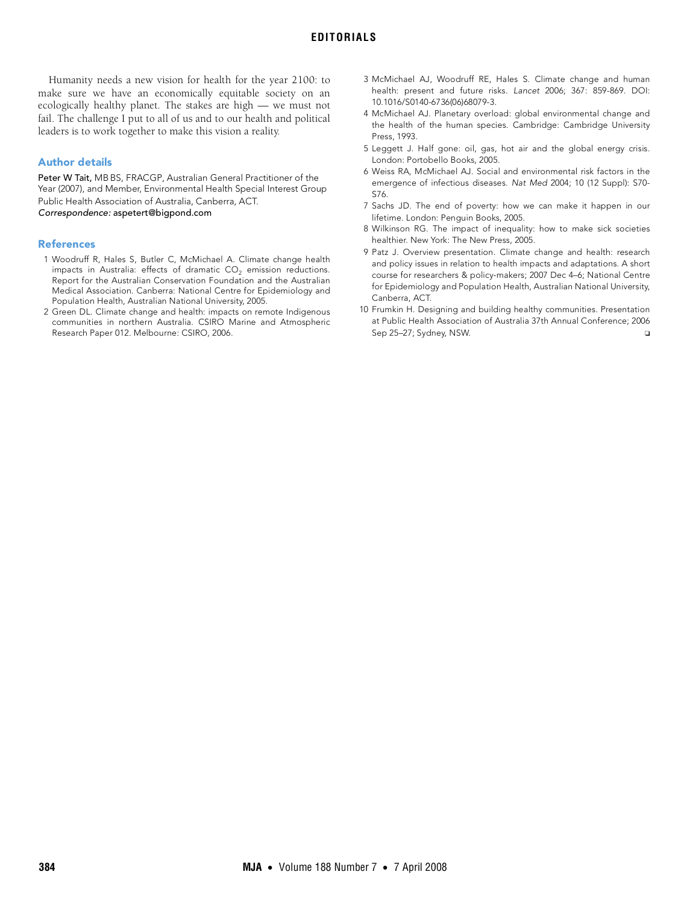Humanity needs a new vision for health for the year 2100: to make sure we have an economically equitable society on an ecologically healthy planet. The stakes are high — we must not fail. The challenge I put to all of us and to our health and political leaders is to work together to make this vision a reality.

## Author details

Peter W Tait, MB BS, FRACGP, Australian General Practitioner of the Year (2007), and Member, Environmental Health Special Interest Group Public Health Association of Australia, Canberra, ACT.
*Correspondence:* aspetert@bigpond.com

## References

1. Woodruff R, Hales S, Butler C, McMichael A. Climate change health impacts in Australia: effects of dramatic $CO_2$ emission reductions. Report for the Australian Conservation Foundation and the Australian Medical Association. Canberra: National Centre for Epidemiology and Population Health, Australian National University, 2005.
2. Green DL. Climate change and health: impacts on remote Indigenous communities in northern Australia. CSIRO Marine and Atmospheric Research Paper 012. Melbourne: CSIRO, 2006.
3. McMichael AJ, Woodruff RE, Hales S. Climate change and human health: present and future risks. *Lancet* 2006; 367: 859-869. DOI: 10.1016/S0140-6736(06)68079-3.
4. McMichael AJ. Planetary overload: global environmental change and the health of the human species. Cambridge: Cambridge University Press, 1993.
5. Leggett J. Half gone: oil, gas, hot air and the global energy crisis. London: Portobello Books, 2005.
6. Weiss RA, McMichael AJ. Social and environmental risk factors in the emergence of infectious diseases. *Nat Med* 2004; 10 (12 Suppl): S70-S76.
7. Sachs JD. The end of poverty: how we can make it happen in our lifetime. London: Penguin Books, 2005.
8. Wilkinson RG. The impact of inequality: how to make sick societies healthier. New York: The New Press, 2005.
9. Patz J. Overview presentation. Climate change and health: research and policy issues in relation to health impacts and adaptations. A short course for researchers & policy-makers; 2007 Dec 4–6; National Centre for Epidemiology and Population Health, Australian National University, Canberra, ACT.
10. Frumkin H. Designing and building healthy communities. Presentation at Public Health Association of Australia 37th Annual Conference; 2006 Sep 25–27; Sydney, NSW.